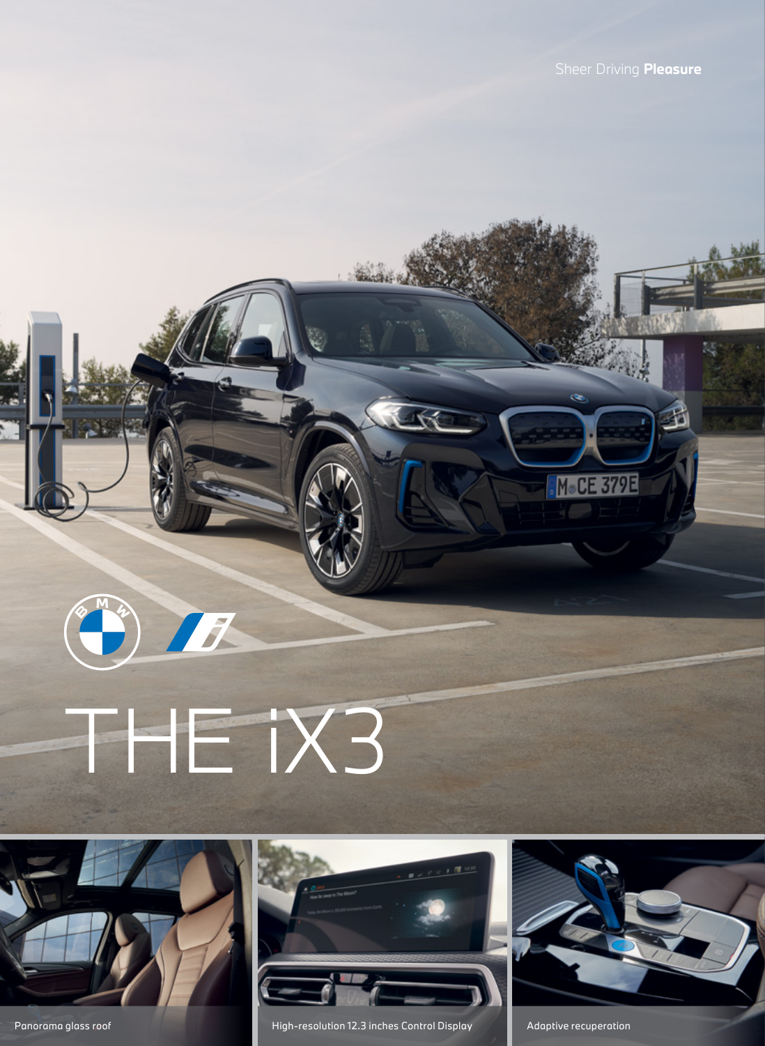Sheer Driving **Pleasure**

# THE iX3

Panorama glass roof

High-resolution 12.3 inches Control Display

Adaptive recuperation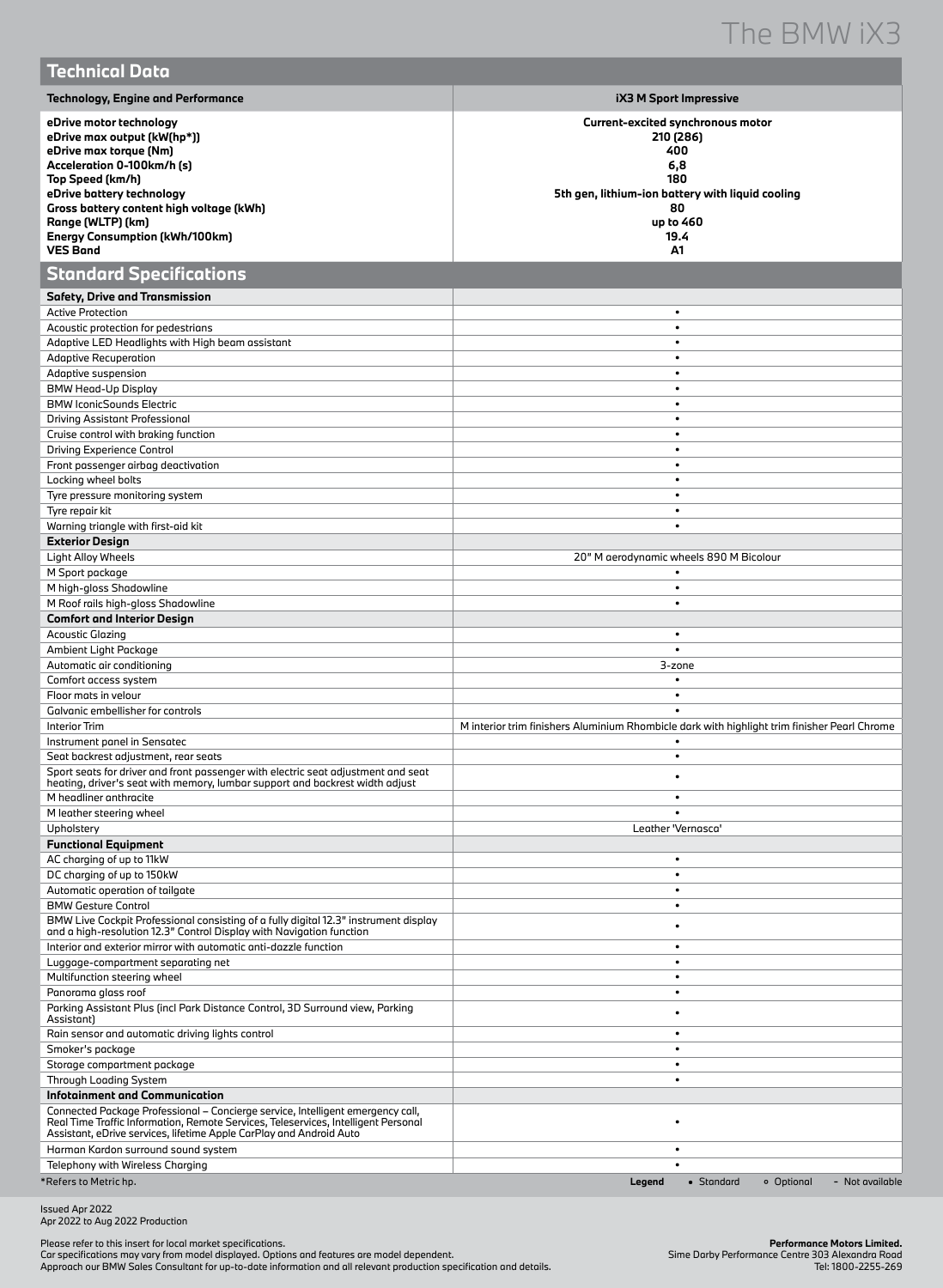# The BMW iX3

## Technical Data

| Technology, Engine and Performance | iX3 M Sport Impressive |
|---|---|
| **eDrive motor technology** | **Current-excited synchronous motor** |
| **eDrive max output (kW(hp*))** | **210 (286)** |
| **eDrive max torque (Nm)** | **400** |
| **Acceleration 0-100km/h (s)** | **6,8** |
| **Top Speed (km/h)** | **180** |
| **eDrive battery technology** | **5th gen, lithium-ion battery with liquid cooling** |
| **Gross battery content high voltage (kWh)** | **80** |
| **Range (WLTP) (km)** | **up to 460** |
| **Energy Consumption (kWh/100km)** | **19.4** |
| **VES Band** | **A1** |

## Standard Specifications

| | |
|---|---|
| **Safety, Drive and Transmission** | |
| Active Protection | • |
| Acoustic protection for pedestrians | • |
| Adaptive LED Headlights with High beam assistant | • |
| Adaptive Recuperation | • |
| Adaptive suspension | • |
| BMW Head-Up Display | • |
| BMW IconicSounds Electric | • |
| Driving Assistant Professional | • |
| Cruise control with braking function | • |
| Driving Experience Control | • |
| Front passenger airbag deactivation | • |
| Locking wheel bolts | • |
| Tyre pressure monitoring system | • |
| Tyre repair kit | • |
| Warning triangle with first-aid kit | • |
| **Exterior Design** | |
| Light Alloy Wheels | 20" M aerodynamic wheels 890 M Bicolour |
| M Sport package | • |
| M high-gloss Shadowline | • |
| M Roof rails high-gloss Shadowline | • |
| **Comfort and Interior Design** | |
| Acoustic Glazing | • |
| Ambient Light Package | • |
| Automatic air conditioning | 3-zone |
| Comfort access system | • |
| Floor mats in velour | • |
| Galvanic embellisher for controls | • |
| Interior Trim | M interior trim finishers Aluminium Rhombicle dark with highlight trim finisher Pearl Chrome |
| Instrument panel in Sensatec | • |
| Seat backrest adjustment, rear seats | • |
| Sport seats for driver and front passenger with electric seat adjustment and seat heating, driver's seat with memory, lumbar support and backrest width adjust | • |
| M headliner anthracite | • |
| M leather steering wheel | • |
| Upholstery | Leather 'Vernasca' |
| **Functional Equipment** | |
| AC charging of up to 11kW | • |
| DC charging of up to 150kW | • |
| Automatic operation of tailgate | • |
| BMW Gesture Control | • |
| BMW Live Cockpit Professional consisting of a fully digital 12.3" instrument display and a high-resolution 12.3" Control Display with Navigation function | • |
| Interior and exterior mirror with automatic anti-dazzle function | • |
| Luggage-compartment separating net | • |
| Multifunction steering wheel | • |
| Panorama glass roof | • |
| Parking Assistant Plus (incl Park Distance Control, 3D Surround view, Parking Assistant) | • |
| Rain sensor and automatic driving lights control | • |
| Smoker's package | • |
| Storage compartment package | • |
| Through Loading System | • |
| **Infotainment and Communication** | |
| Connected Package Professional – Concierge service, Intelligent emergency call, Real Time Traffic Information, Remote Services, Teleservices, Intelligent Personal Assistant, eDrive services, lifetime Apple CarPlay and Android Auto | • |
| Harman Kardon surround sound system | • |
| Telephony with Wireless Charging | • |

*Refers to Metric hp.

**Legend** • Standard ∘ Optional – Not available

Issued Apr 2022
Apr 2022 to Aug 2022 Production

Please refer to this insert for local market specifications.
Car specifications may vary from model displayed. Options and features are model dependent.
Approach our BMW Sales Consultant for up-to-date information and all relevant production specification and details.

**Performance Motors Limited.**
Sime Darby Performance Centre 303 Alexandra Road
Tel: 1800-2255-269